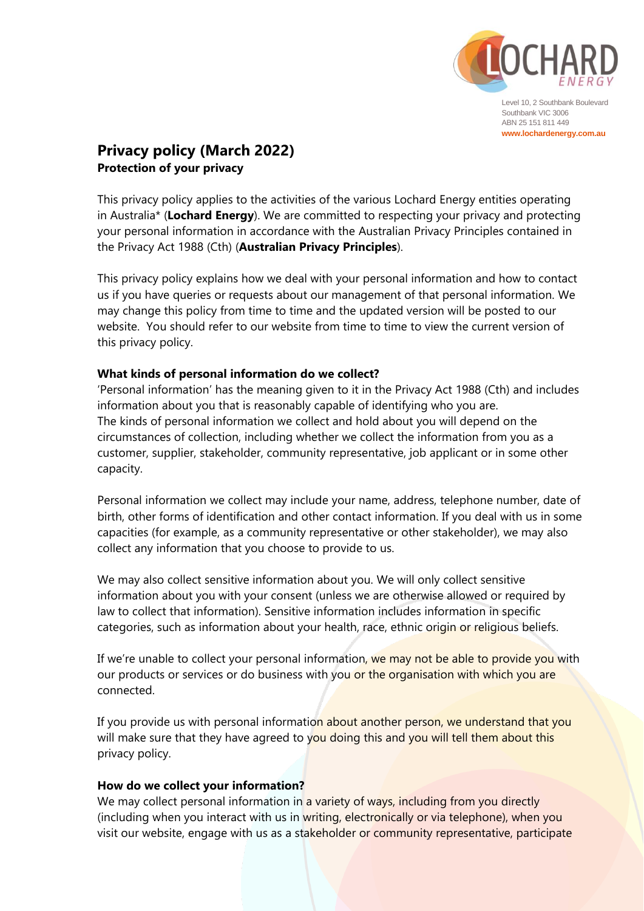Level 10, 2 Southbank Boulevard
Southbank VIC 3006
ABN 25 151 811 449
www.lochardenergy.com.au

# Privacy policy (March 2022)

## Protection of your privacy

This privacy policy applies to the activities of the various Lochard Energy entities operating in Australia* (**Lochard Energy**). We are committed to respecting your privacy and protecting your personal information in accordance with the Australian Privacy Principles contained in the Privacy Act 1988 (Cth) (**Australian Privacy Principles**).

This privacy policy explains how we deal with your personal information and how to contact us if you have queries or requests about our management of that personal information. We may change this policy from time to time and the updated version will be posted to our website. You should refer to our website from time to time to view the current version of this privacy policy.

### What kinds of personal information do we collect?

'Personal information' has the meaning given to it in the Privacy Act 1988 (Cth) and includes information about you that is reasonably capable of identifying who you are.
The kinds of personal information we collect and hold about you will depend on the circumstances of collection, including whether we collect the information from you as a customer, supplier, stakeholder, community representative, job applicant or in some other capacity.

Personal information we collect may include your name, address, telephone number, date of birth, other forms of identification and other contact information. If you deal with us in some capacities (for example, as a community representative or other stakeholder), we may also collect any information that you choose to provide to us.

We may also collect sensitive information about you. We will only collect sensitive information about you with your consent (unless we are otherwise allowed or required by law to collect that information). Sensitive information includes information in specific categories, such as information about your health, race, ethnic origin or religious beliefs.

If we're unable to collect your personal information, we may not be able to provide you with our products or services or do business with you or the organisation with which you are connected.

If you provide us with personal information about another person, we understand that you will make sure that they have agreed to you doing this and you will tell them about this privacy policy.

### How do we collect your information?

We may collect personal information in a variety of ways, including from you directly (including when you interact with us in writing, electronically or via telephone), when you visit our website, engage with us as a stakeholder or community representative, participate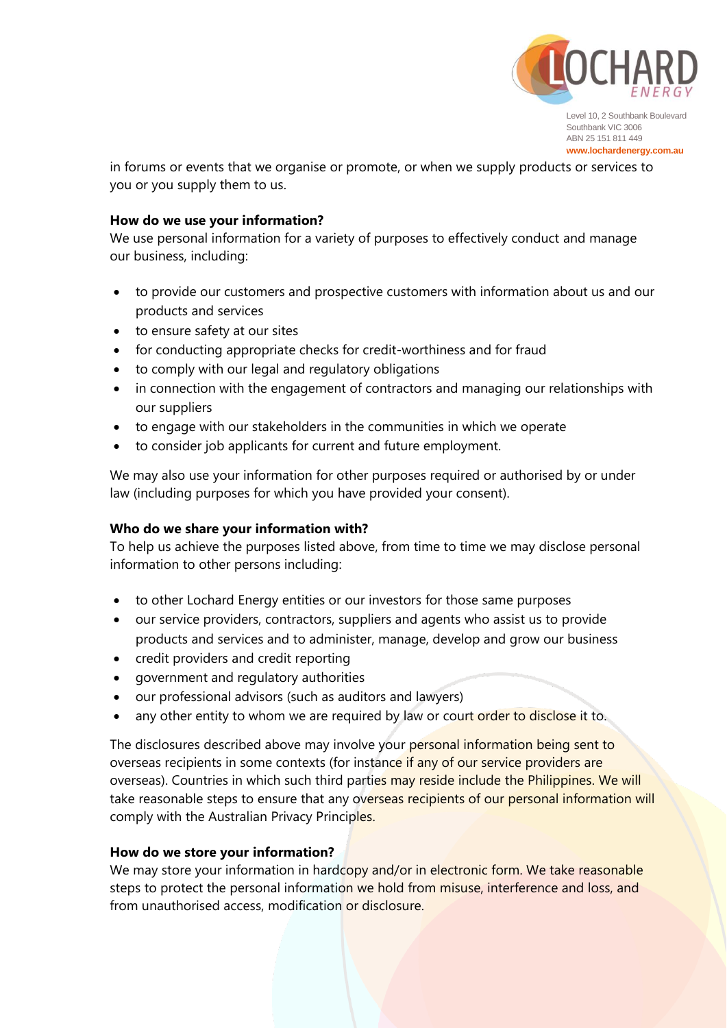in forums or events that we organise or promote, or when we supply products or services to you or you supply them to us.

**How do we use your information?**

We use personal information for a variety of purposes to effectively conduct and manage our business, including:

- to provide our customers and prospective customers with information about us and our products and services
- to ensure safety at our sites
- for conducting appropriate checks for credit-worthiness and for fraud
- to comply with our legal and regulatory obligations
- in connection with the engagement of contractors and managing our relationships with our suppliers
- to engage with our stakeholders in the communities in which we operate
- to consider job applicants for current and future employment.

We may also use your information for other purposes required or authorised by or under law (including purposes for which you have provided your consent).

**Who do we share your information with?**

To help us achieve the purposes listed above, from time to time we may disclose personal information to other persons including:

- to other Lochard Energy entities or our investors for those same purposes
- our service providers, contractors, suppliers and agents who assist us to provide products and services and to administer, manage, develop and grow our business
- credit providers and credit reporting
- government and regulatory authorities
- our professional advisors (such as auditors and lawyers)
- any other entity to whom we are required by law or court order to disclose it to.

The disclosures described above may involve your personal information being sent to overseas recipients in some contexts (for instance if any of our service providers are overseas). Countries in which such third parties may reside include the Philippines. We will take reasonable steps to ensure that any overseas recipients of our personal information will comply with the Australian Privacy Principles.

**How do we store your information?**

We may store your information in hardcopy and/or in electronic form. We take reasonable steps to protect the personal information we hold from misuse, interference and loss, and from unauthorised access, modification or disclosure.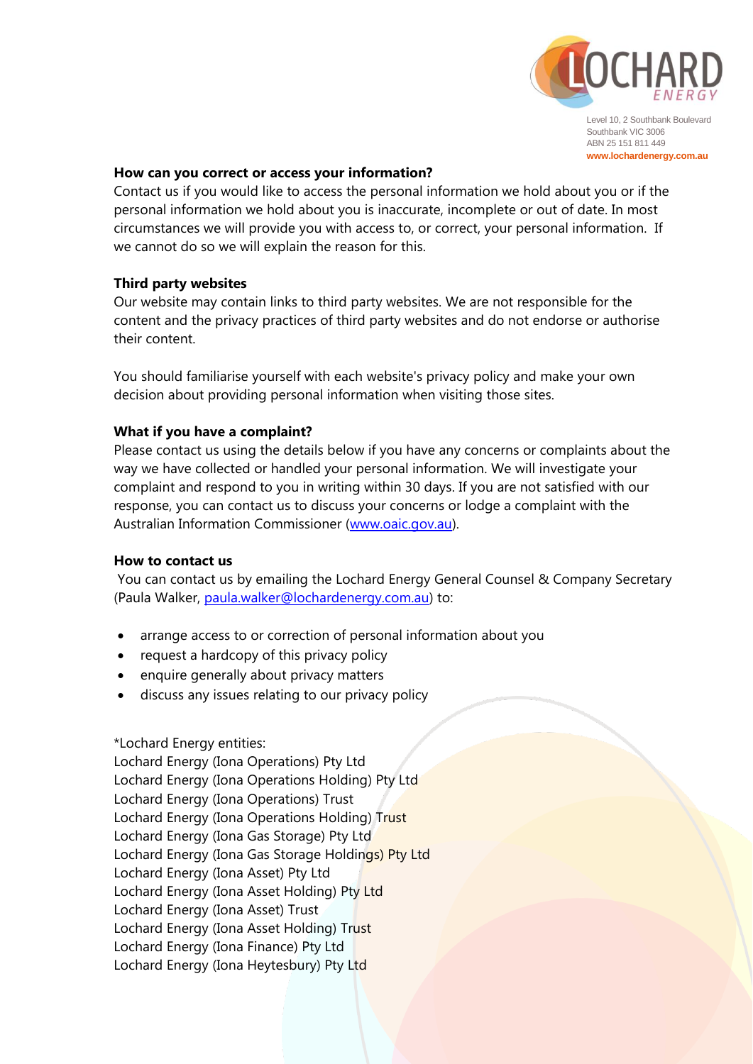**How can you correct or access your information?**

Contact us if you would like to access the personal information we hold about you or if the personal information we hold about you is inaccurate, incomplete or out of date. In most circumstances we will provide you with access to, or correct, your personal information. If we cannot do so we will explain the reason for this.

**Third party websites**

Our website may contain links to third party websites. We are not responsible for the content and the privacy practices of third party websites and do not endorse or authorise their content.

You should familiarise yourself with each website's privacy policy and make your own decision about providing personal information when visiting those sites.

**What if you have a complaint?**

Please contact us using the details below if you have any concerns or complaints about the way we have collected or handled your personal information. We will investigate your complaint and respond to you in writing within 30 days. If you are not satisfied with our response, you can contact us to discuss your concerns or lodge a complaint with the Australian Information Commissioner (www.oaic.gov.au).

**How to contact us**

You can contact us by emailing the Lochard Energy General Counsel & Company Secretary (Paula Walker, paula.walker@lochardenergy.com.au) to:

- arrange access to or correction of personal information about you
- request a hardcopy of this privacy policy
- enquire generally about privacy matters
- discuss any issues relating to our privacy policy

*Lochard Energy entities:
Lochard Energy (Iona Operations) Pty Ltd
Lochard Energy (Iona Operations Holding) Pty Ltd
Lochard Energy (Iona Operations) Trust
Lochard Energy (Iona Operations Holding) Trust
Lochard Energy (Iona Gas Storage) Pty Ltd
Lochard Energy (Iona Gas Storage Holdings) Pty Ltd
Lochard Energy (Iona Asset) Pty Ltd
Lochard Energy (Iona Asset Holding) Pty Ltd
Lochard Energy (Iona Asset) Trust
Lochard Energy (Iona Asset Holding) Trust
Lochard Energy (Iona Finance) Pty Ltd
Lochard Energy (Iona Heytesbury) Pty Ltd